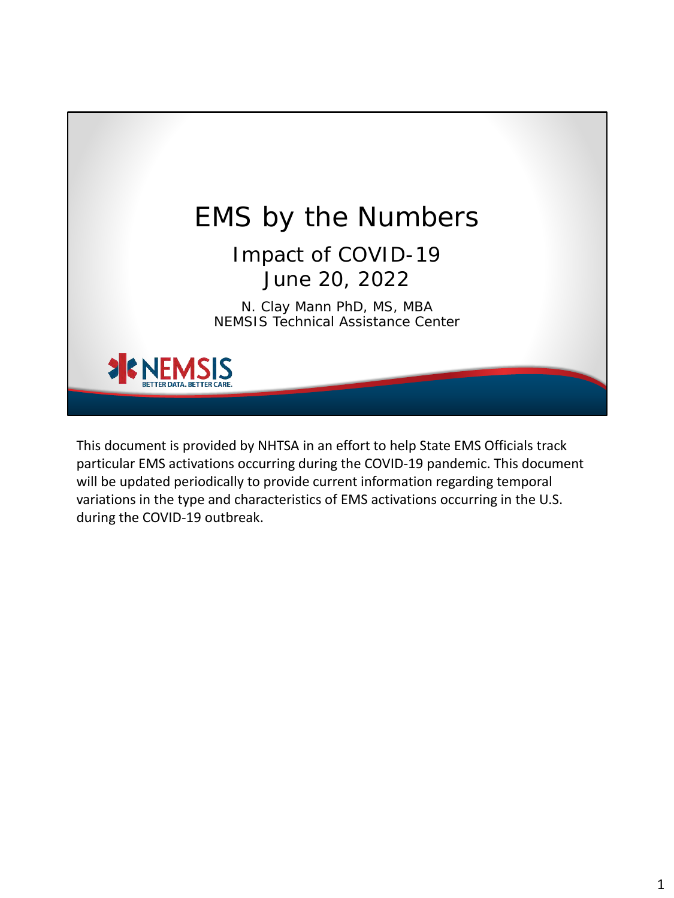# EMS by the Numbers

## Impact of COVID-19
## June 20, 2022

N. Clay Mann PhD, MS, MBA
NEMSIS Technical Assistance Center

NEMSIS
BETTER DATA. BETTER CARE.

This document is provided by NHTSA in an effort to help State EMS Officials track particular EMS activations occurring during the COVID-19 pandemic. This document will be updated periodically to provide current information regarding temporal variations in the type and characteristics of EMS activations occurring in the U.S. during the COVID-19 outbreak.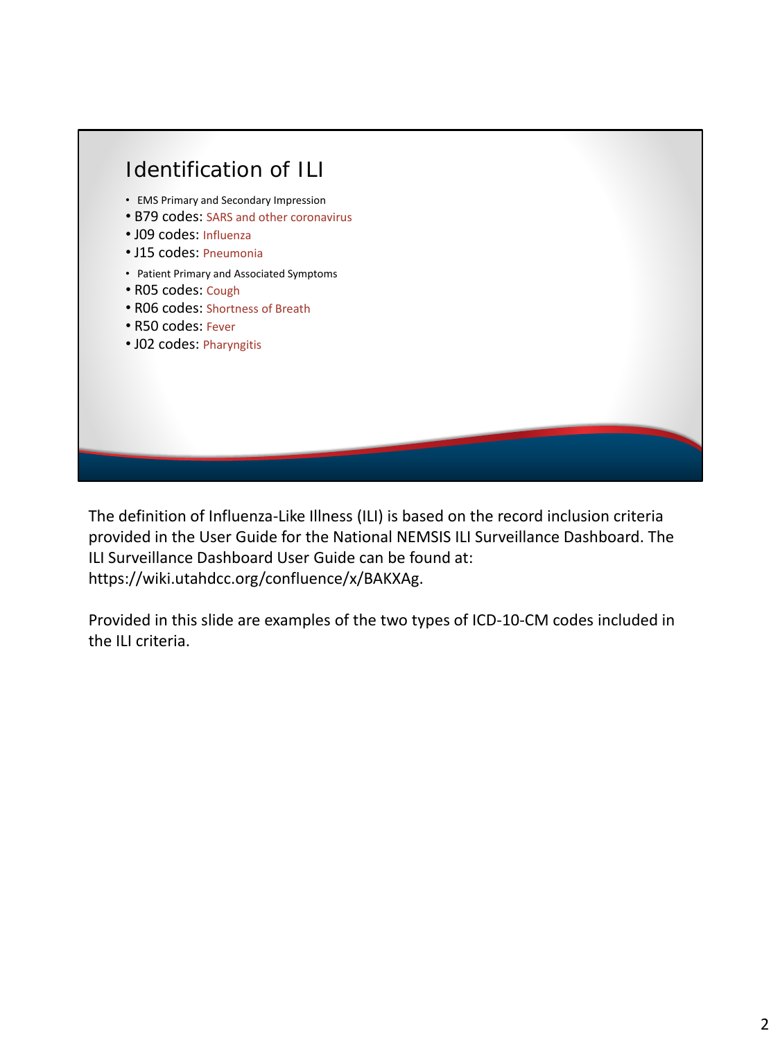## Identification of ILI

- EMS Primary and Secondary Impression
- B79 codes: SARS and other coronavirus
- J09 codes: Influenza
- J15 codes: Pneumonia
- Patient Primary and Associated Symptoms
- R05 codes: Cough
- R06 codes: Shortness of Breath
- R50 codes: Fever
- J02 codes: Pharyngitis

The definition of Influenza-Like Illness (ILI) is based on the record inclusion criteria provided in the User Guide for the National NEMSIS ILI Surveillance Dashboard. The ILI Surveillance Dashboard User Guide can be found at: https://wiki.utahdcc.org/confluence/x/BAKXAg.

Provided in this slide are examples of the two types of ICD-10-CM codes included in the ILI criteria.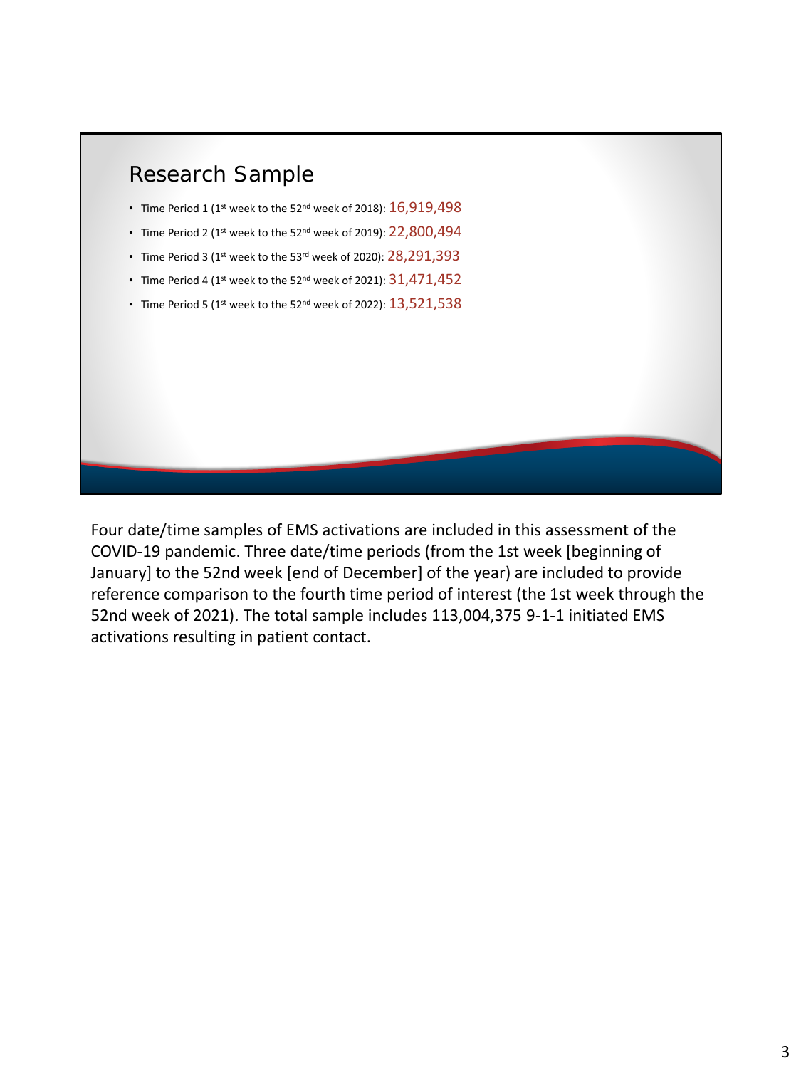## Research Sample

- Time Period 1 (1st week to the 52nd week of 2018): 16,919,498
- Time Period 2 (1st week to the 52nd week of 2019): 22,800,494
- Time Period 3 (1st week to the 53rd week of 2020): 28,291,393
- Time Period 4 (1st week to the 52nd week of 2021): 31,471,452
- Time Period 5 (1st week to the 52nd week of 2022): 13,521,538

Four date/time samples of EMS activations are included in this assessment of the COVID-19 pandemic. Three date/time periods (from the 1st week [beginning of January] to the 52nd week [end of December] of the year) are included to provide reference comparison to the fourth time period of interest (the 1st week through the 52nd week of 2021). The total sample includes 113,004,375 9-1-1 initiated EMS activations resulting in patient contact.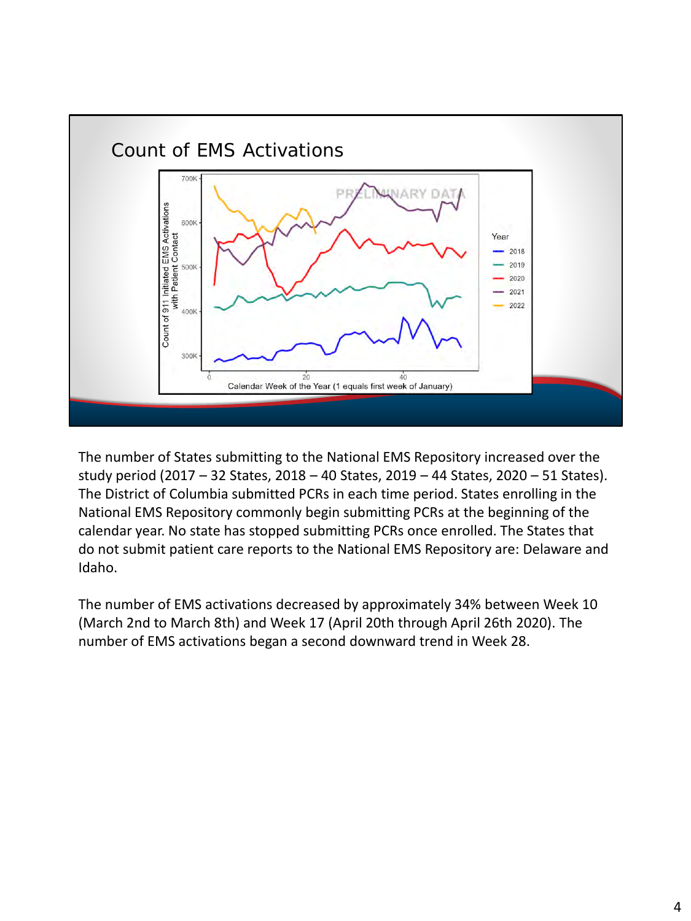## Count of EMS Activations

The number of States submitting to the National EMS Repository increased over the study period (2017 – 32 States, 2018 – 40 States, 2019 – 44 States, 2020 – 51 States). The District of Columbia submitted PCRs in each time period. States enrolling in the National EMS Repository commonly begin submitting PCRs at the beginning of the calendar year. No state has stopped submitting PCRs once enrolled. The States that do not submit patient care reports to the National EMS Repository are: Delaware and Idaho.

The number of EMS activations decreased by approximately 34% between Week 10 (March 2nd to March 8th) and Week 17 (April 20th through April 26th 2020). The number of EMS activations began a second downward trend in Week 28.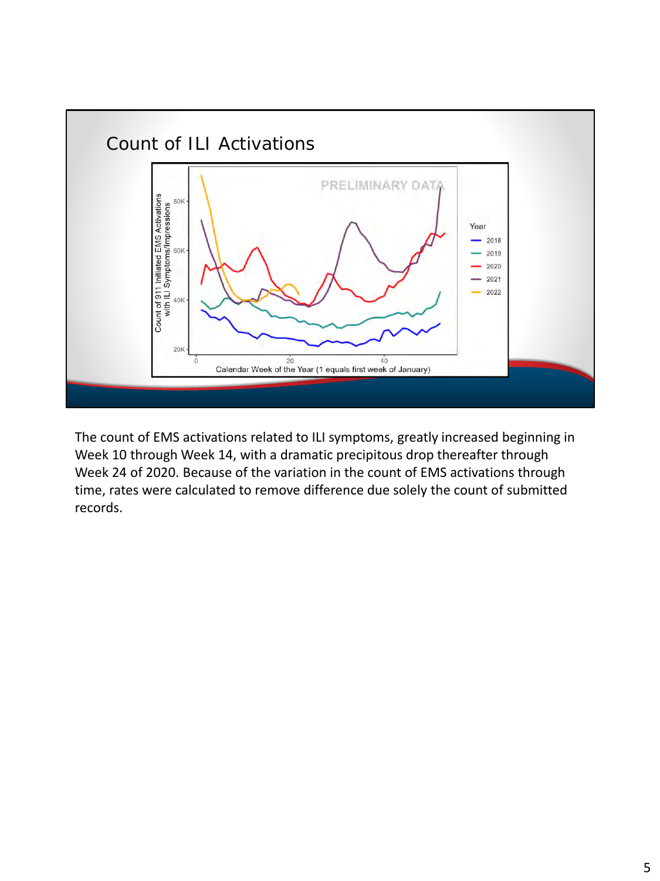# Count of ILI Activations

The count of EMS activations related to ILI symptoms, greatly increased beginning in Week 10 through Week 14, with a dramatic precipitous drop thereafter through Week 24 of 2020. Because of the variation in the count of EMS activations through time, rates were calculated to remove difference due solely the count of submitted records.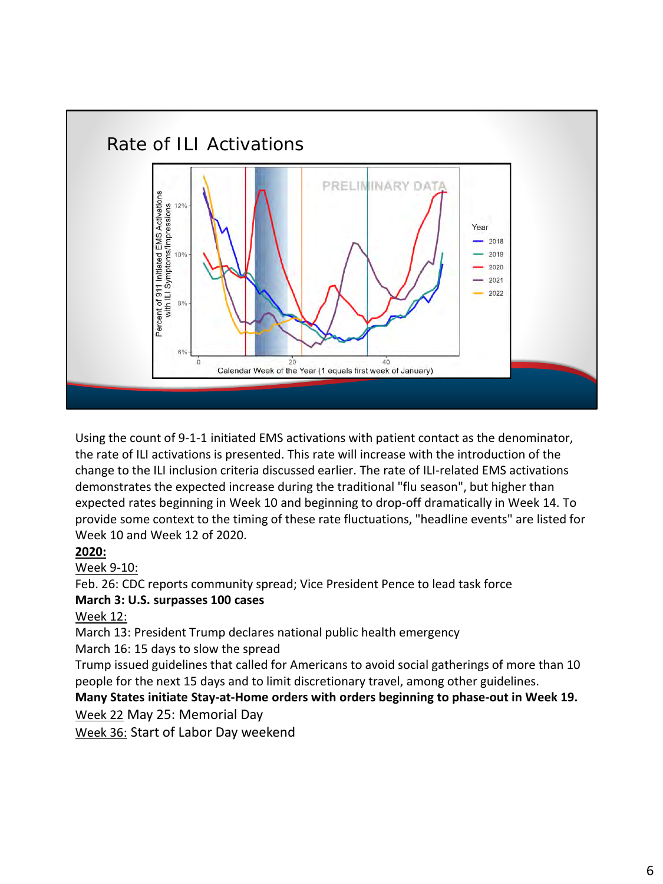## Rate of ILI Activations

Using the count of 9-1-1 initiated EMS activations with patient contact as the denominator, the rate of ILI activations is presented. This rate will increase with the introduction of the change to the ILI inclusion criteria discussed earlier. The rate of ILI-related EMS activations demonstrates the expected increase during the traditional "flu season", but higher than expected rates beginning in Week 10 and beginning to drop-off dramatically in Week 14. To provide some context to the timing of these rate fluctuations, "headline events" are listed for Week 10 and Week 12 of 2020.

**2020:**

Week 9-10:

Feb. 26: CDC reports community spread; Vice President Pence to lead task force

**March 3: U.S. surpasses 100 cases**

Week 12:

March 13: President Trump declares national public health emergency

March 16: 15 days to slow the spread

Trump issued guidelines that called for Americans to avoid social gatherings of more than 10 people for the next 15 days and to limit discretionary travel, among other guidelines.

**Many States initiate Stay-at-Home orders with orders beginning to phase-out in Week 19.**

Week 22 May 25: Memorial Day

Week 36: Start of Labor Day weekend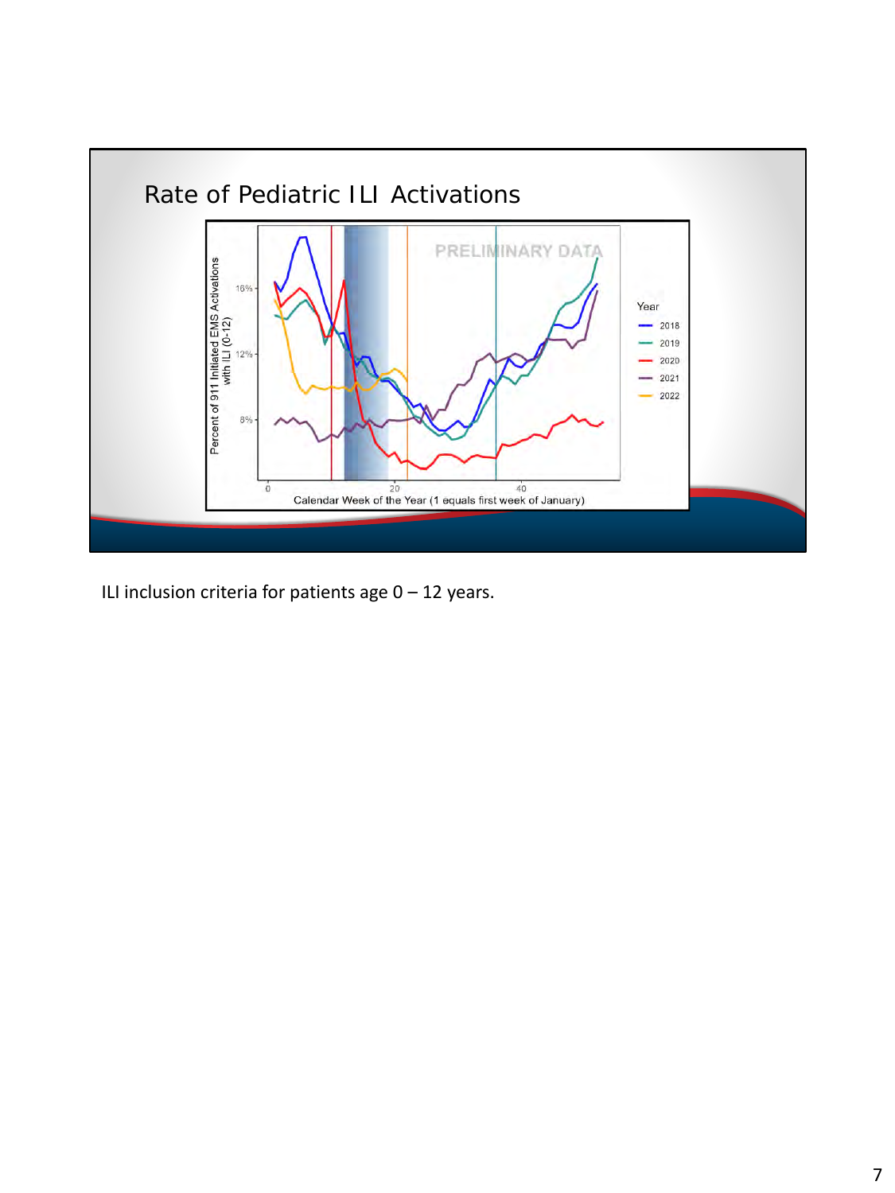## Rate of Pediatric ILI Activations

PRELIMINARY DATA

Percent of 911 Initiated EMS Activations with ILI (0-12)

Calendar Week of the Year (1 equals first week of January)

Year: 2018, 2019, 2020, 2021, 2022

ILI inclusion criteria for patients age 0 – 12 years.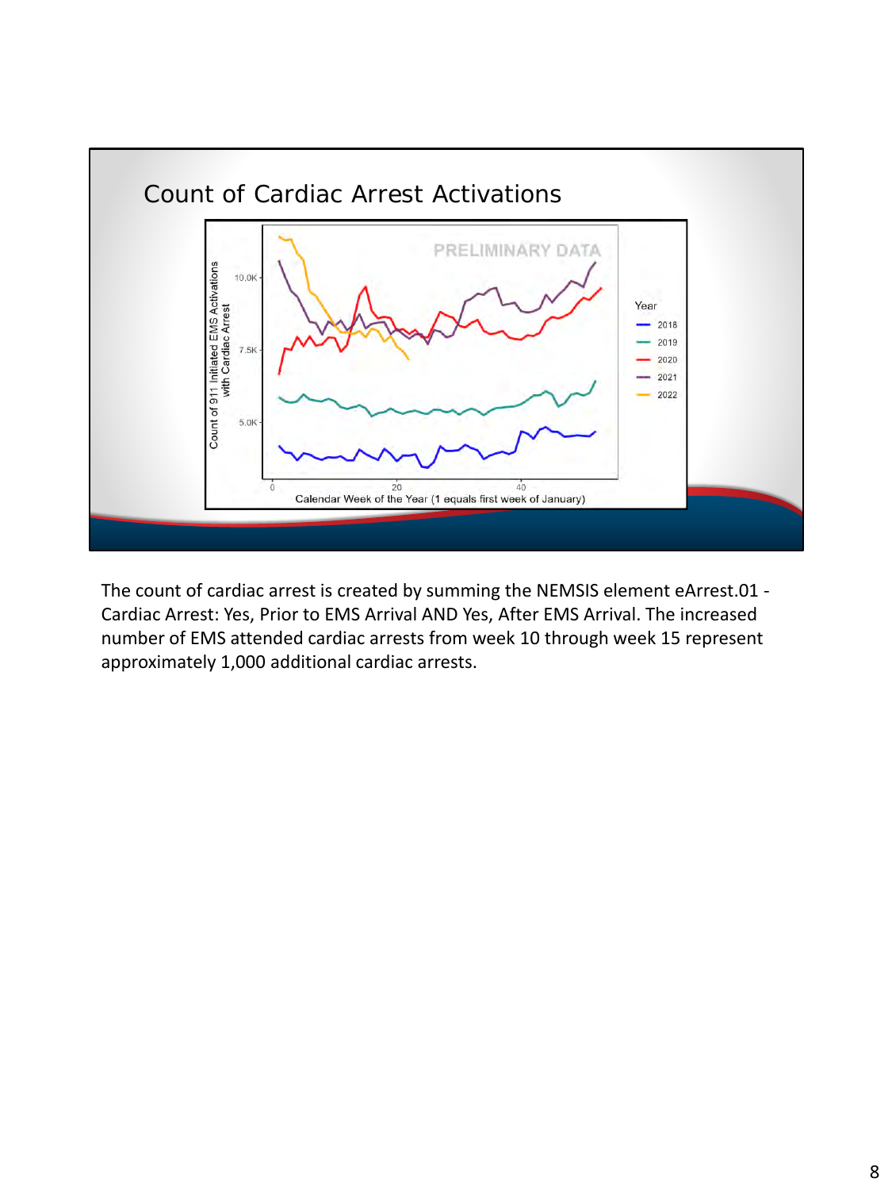## Count of Cardiac Arrest Activations

The count of cardiac arrest is created by summing the NEMSIS element eArrest.01 - Cardiac Arrest: Yes, Prior to EMS Arrival AND Yes, After EMS Arrival. The increased number of EMS attended cardiac arrests from week 10 through week 15 represent approximately 1,000 additional cardiac arrests.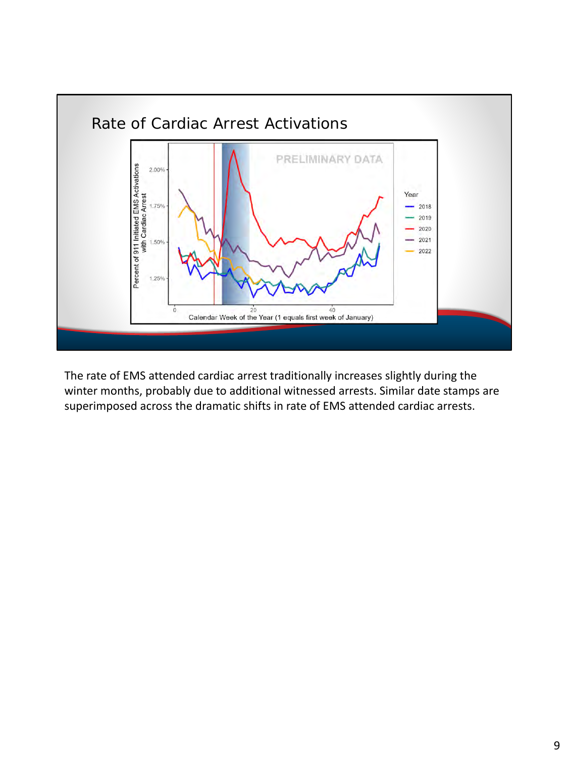## Rate of Cardiac Arrest Activations

PRELIMINARY DATA

Percent of 911 Initiated EMS Activations with Cardiac Arrest

Calendar Week of the Year (1 equals first week of January)

Year: 2018, 2019, 2020, 2021, 2022

The rate of EMS attended cardiac arrest traditionally increases slightly during the winter months, probably due to additional witnessed arrests. Similar date stamps are superimposed across the dramatic shifts in rate of EMS attended cardiac arrests.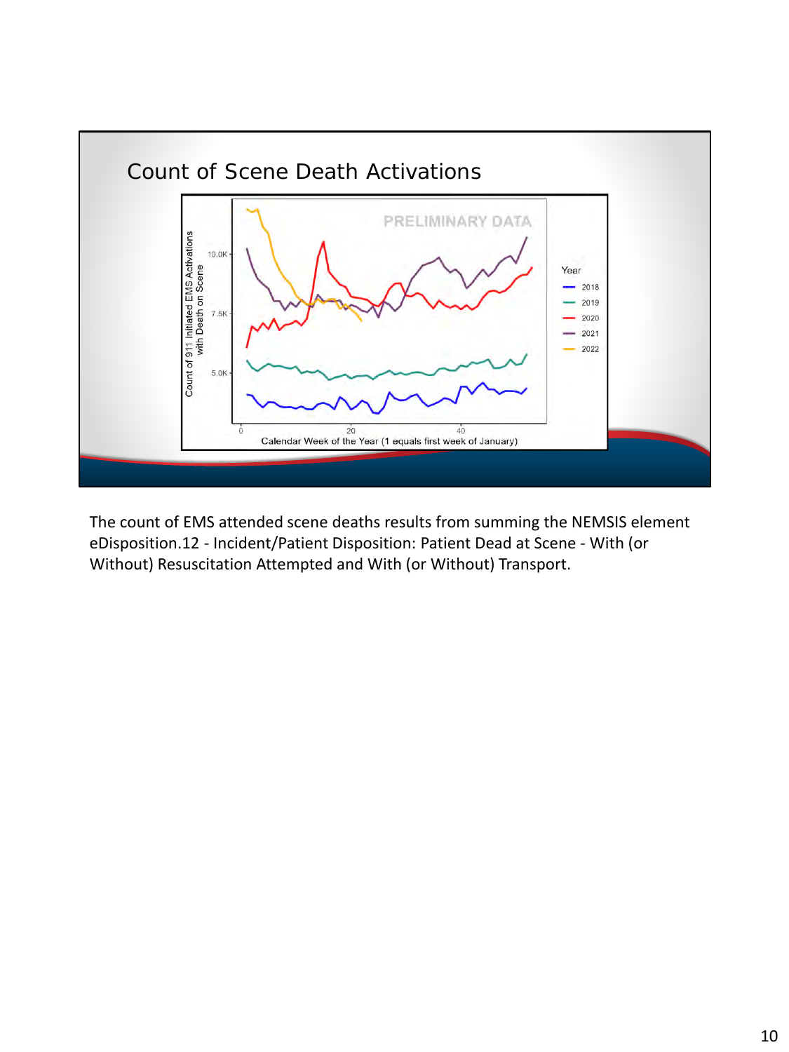## Count of Scene Death Activations

The count of EMS attended scene deaths results from summing the NEMSIS element eDisposition.12 - Incident/Patient Disposition: Patient Dead at Scene - With (or Without) Resuscitation Attempted and With (or Without) Transport.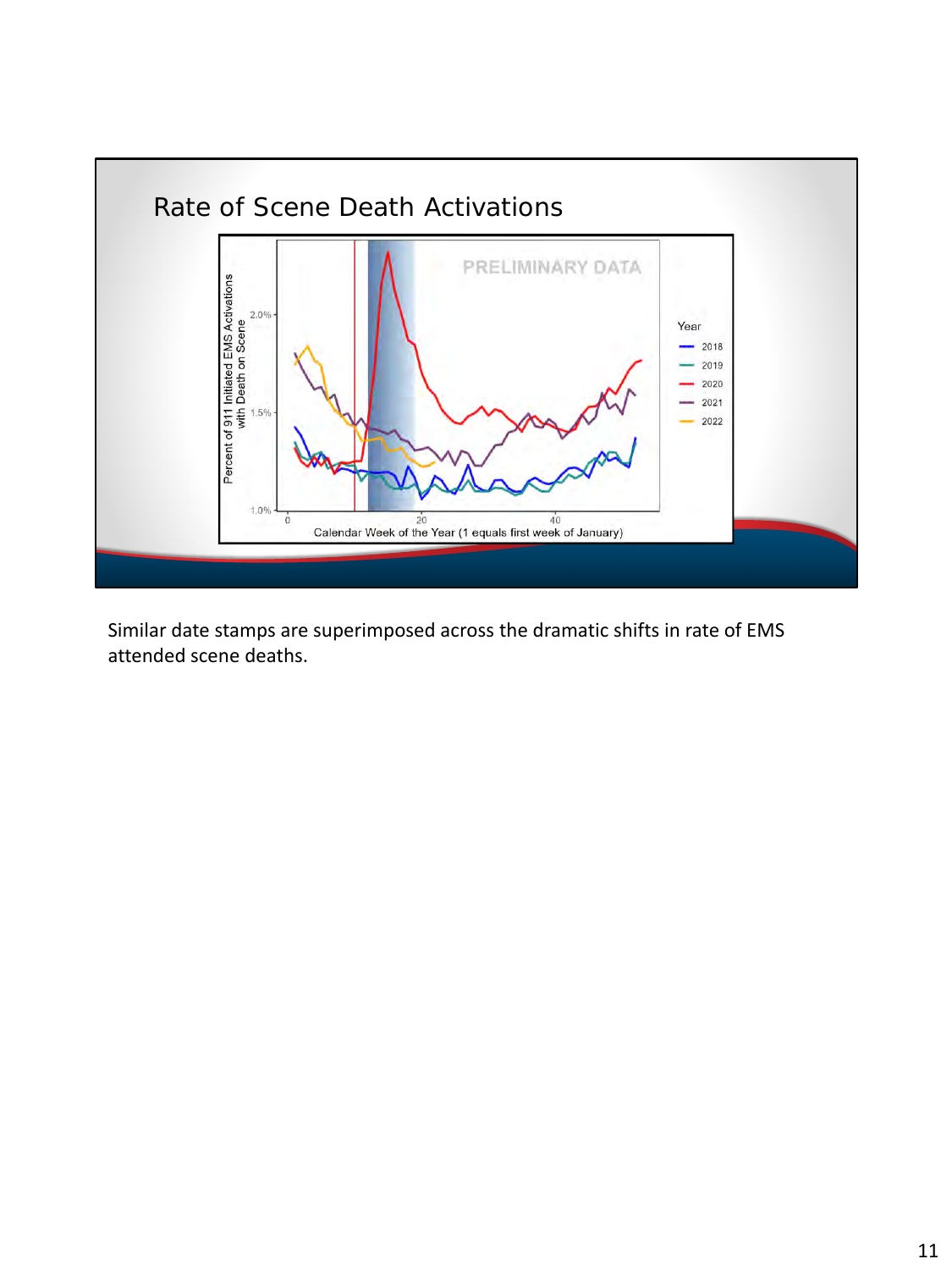# Rate of Scene Death Activations

PRELIMINARY DATA

Percent of 911 Initiated EMS Activations with Death on Scene

Calendar Week of the Year (1 equals first week of January)

Year: 2018, 2019, 2020, 2021, 2022

Similar date stamps are superimposed across the dramatic shifts in rate of EMS attended scene deaths.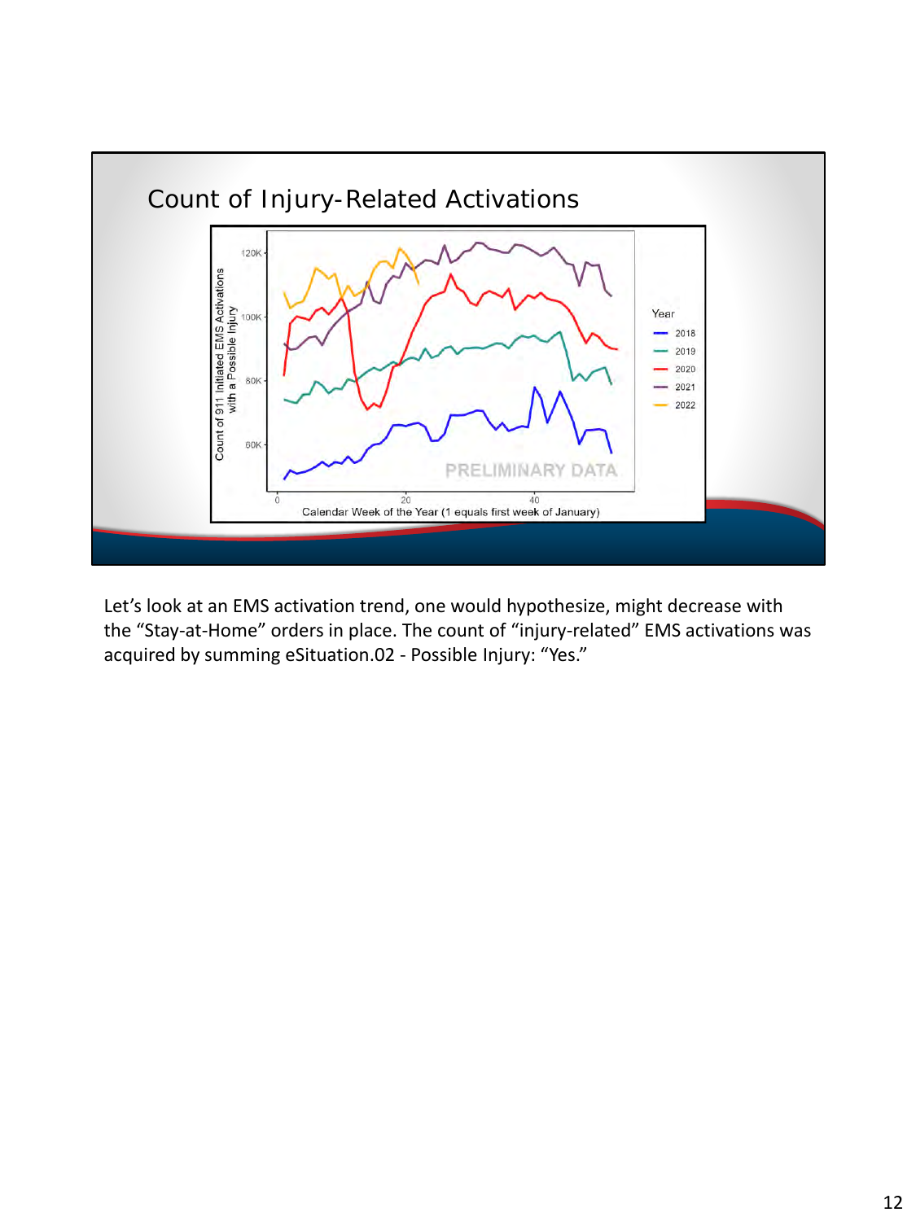## Count of Injury-Related Activations

Let's look at an EMS activation trend, one would hypothesize, might decrease with the "Stay-at-Home" orders in place. The count of "injury-related" EMS activations was acquired by summing eSituation.02 - Possible Injury: "Yes."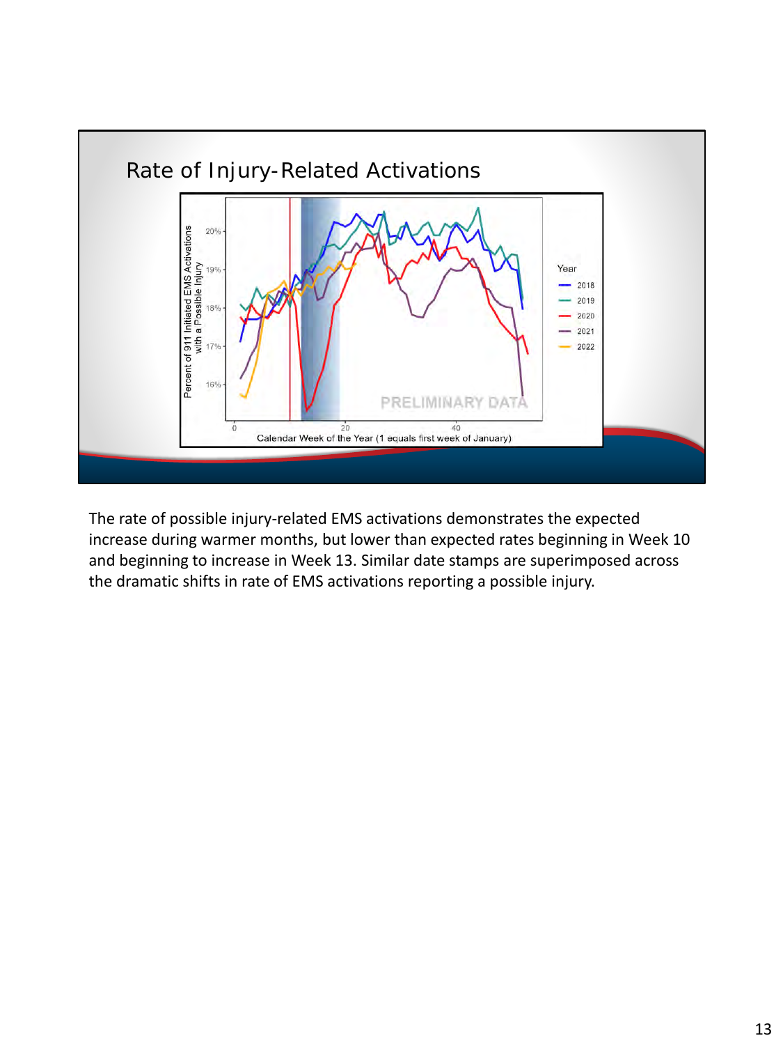## Rate of Injury-Related Activations

Percent of 911 Initiated EMS Activations with a Possible Injury

Year: 2018, 2019, 2020, 2021, 2022

PRELIMINARY DATA

Calendar Week of the Year (1 equals first week of January)

The rate of possible injury-related EMS activations demonstrates the expected increase during warmer months, but lower than expected rates beginning in Week 10 and beginning to increase in Week 13. Similar date stamps are superimposed across the dramatic shifts in rate of EMS activations reporting a possible injury.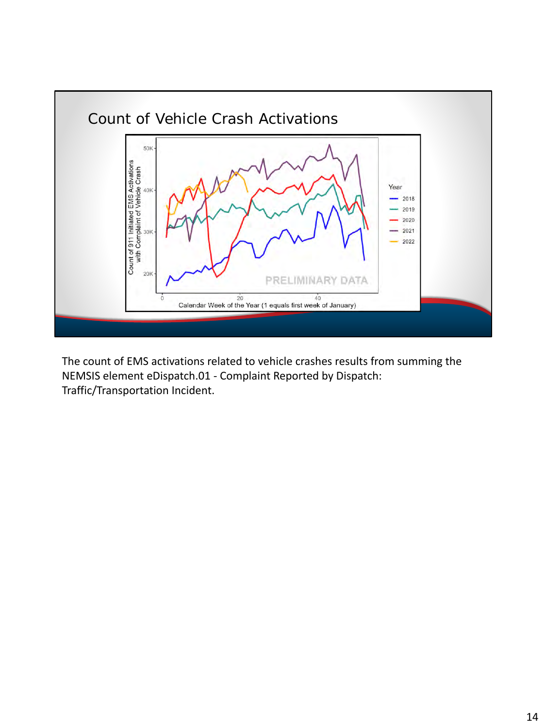## Count of Vehicle Crash Activations

Count of 911 Initiated EMS Activations with Complaint of Vehicle Crash

Year: 2018, 2019, 2020, 2021, 2022

PRELIMINARY DATA

Calendar Week of the Year (1 equals first week of January)

The count of EMS activations related to vehicle crashes results from summing the NEMSIS element eDispatch.01 - Complaint Reported by Dispatch: Traffic/Transportation Incident.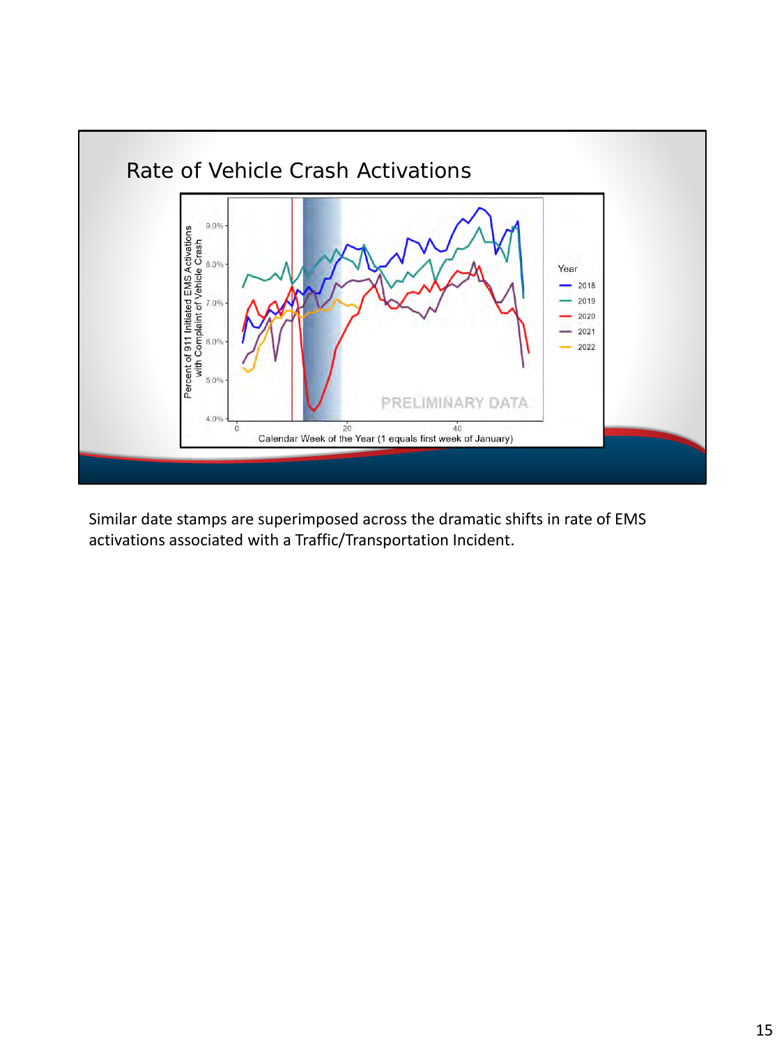## Rate of Vehicle Crash Activations

Percent of 911 Initiated EMS Activations with Complaint of Vehicle Crash

9.0%
8.0%
7.0%
6.0%
5.0%
4.0%

0
20
40

Calendar Week of the Year (1 equals first week of January)

Year
2018
2019
2020
2021
2022

PRELIMINARY DATA

Similar date stamps are superimposed across the dramatic shifts in rate of EMS activations associated with a Traffic/Transportation Incident.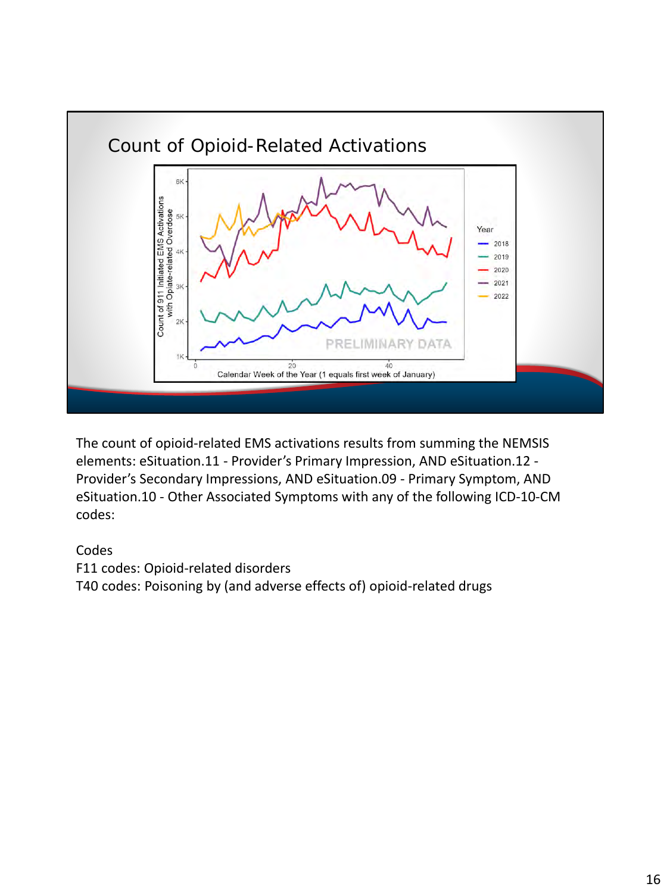## Count of Opioid-Related Activations

The count of opioid-related EMS activations results from summing the NEMSIS elements: eSituation.11 - Provider's Primary Impression, AND eSituation.12 - Provider's Secondary Impressions, AND eSituation.09 - Primary Symptom, AND eSituation.10 - Other Associated Symptoms with any of the following ICD-10-CM codes:

Codes
F11 codes: Opioid-related disorders
T40 codes: Poisoning by (and adverse effects of) opioid-related drugs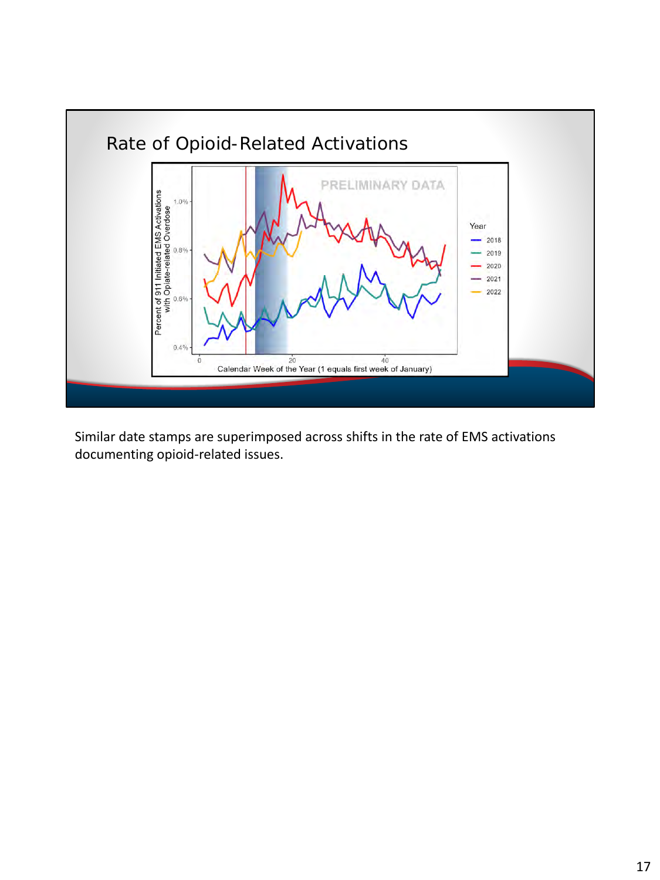## Rate of Opioid-Related Activations

PRELIMINARY DATA

Percent of 911 Initiated EMS Activations with Opiate-related Overdose

Calendar Week of the Year (1 equals first week of January)

Year: 2018, 2019, 2020, 2021, 2022

Similar date stamps are superimposed across shifts in the rate of EMS activations documenting opioid-related issues.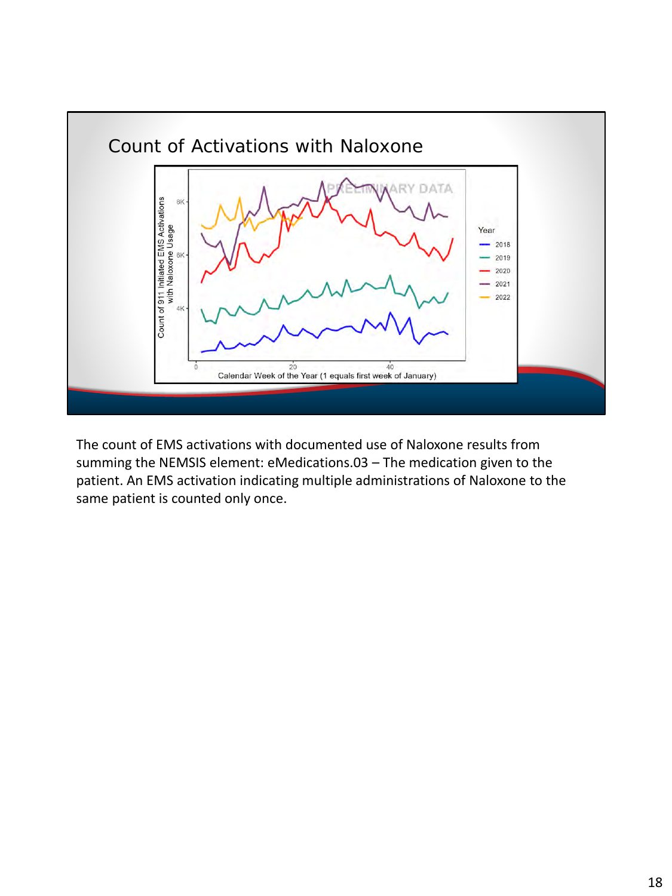## Count of Activations with Naloxone

The count of EMS activations with documented use of Naloxone results from summing the NEMSIS element: eMedications.03 – The medication given to the patient. An EMS activation indicating multiple administrations of Naloxone to the same patient is counted only once.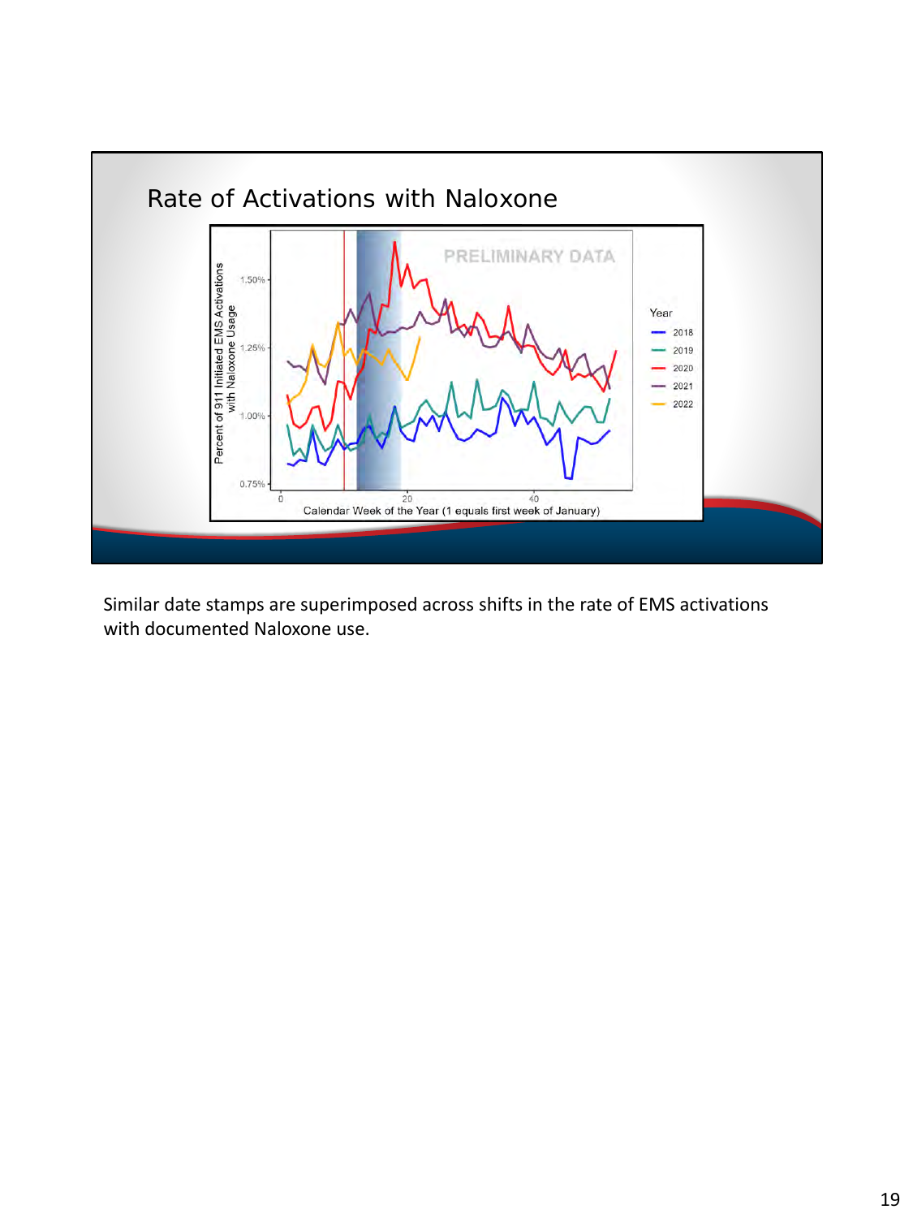## Rate of Activations with Naloxone

Similar date stamps are superimposed across shifts in the rate of EMS activations with documented Naloxone use.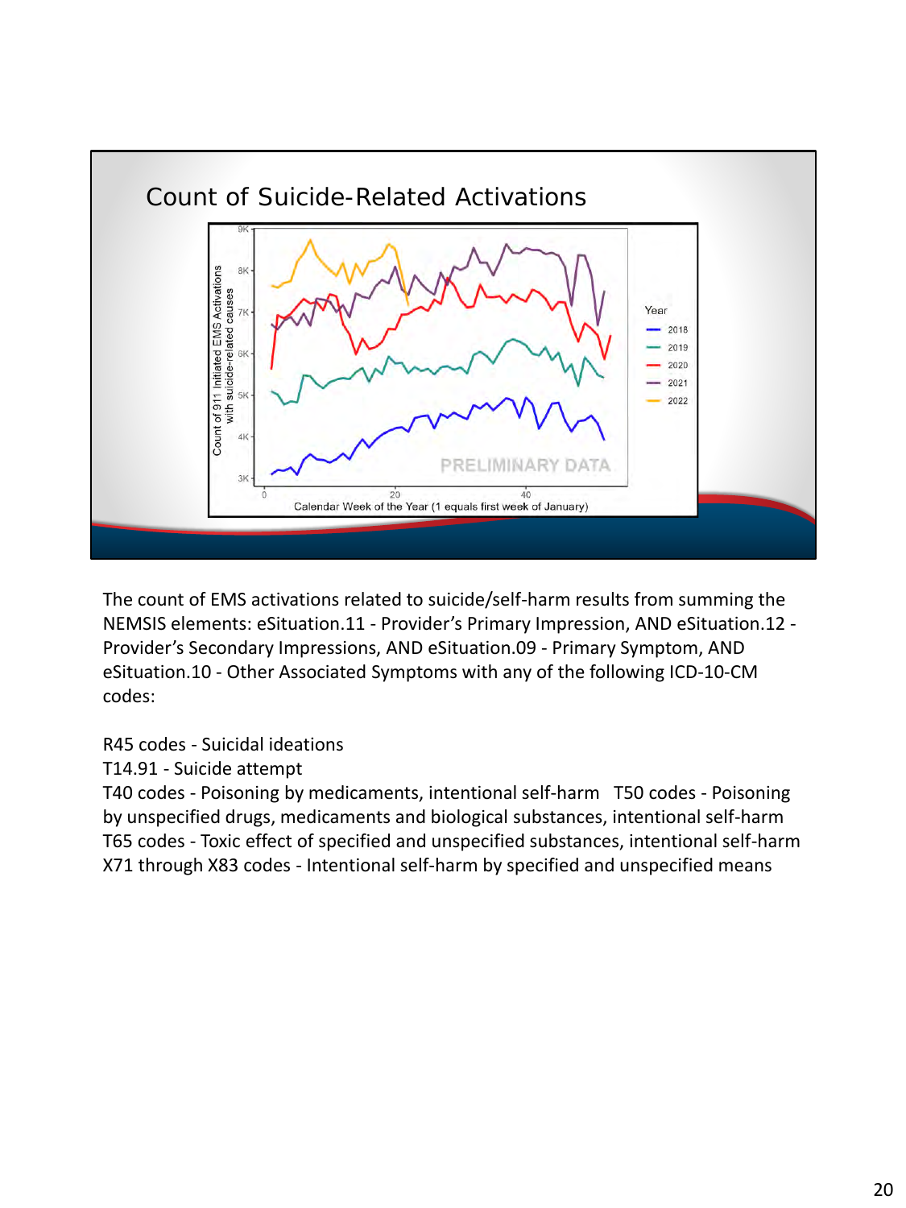## Count of Suicide-Related Activations

The count of EMS activations related to suicide/self-harm results from summing the NEMSIS elements: eSituation.11 - Provider's Primary Impression, AND eSituation.12 - Provider's Secondary Impressions, AND eSituation.09 - Primary Symptom, AND eSituation.10 - Other Associated Symptoms with any of the following ICD-10-CM codes:

R45 codes - Suicidal ideations
T14.91 - Suicide attempt
T40 codes - Poisoning by medicaments, intentional self-harm T50 codes - Poisoning by unspecified drugs, medicaments and biological substances, intentional self-harm
T65 codes - Toxic effect of specified and unspecified substances, intentional self-harm
X71 through X83 codes - Intentional self-harm by specified and unspecified means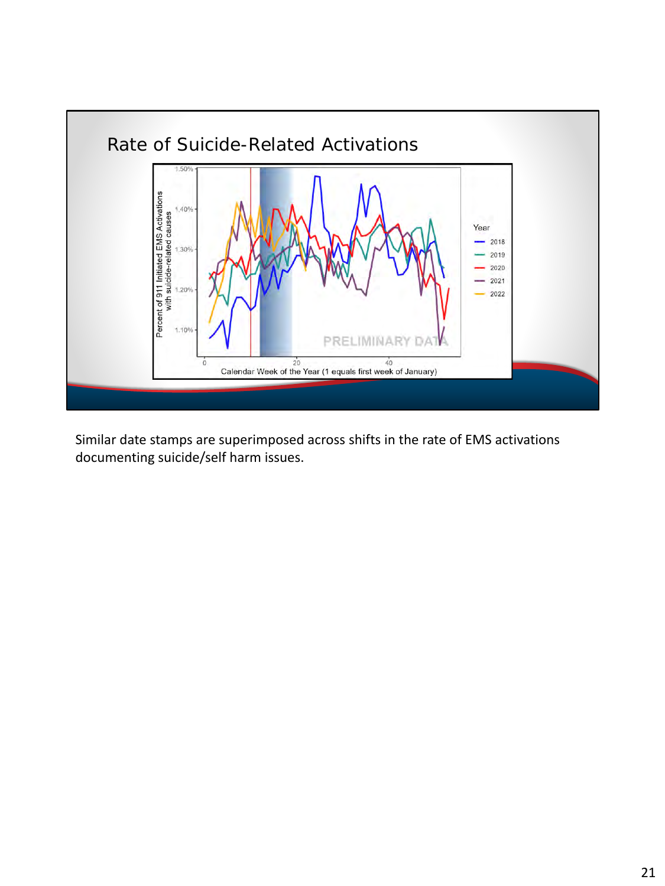# Rate of Suicide-Related Activations

Percent of 911 Initiated EMS Activations with suicide-related causes

Calendar Week of the Year (1 equals first week of January)

Year: 2018, 2019, 2020, 2021, 2022

PRELIMINARY DATA

Similar date stamps are superimposed across shifts in the rate of EMS activations documenting suicide/self harm issues.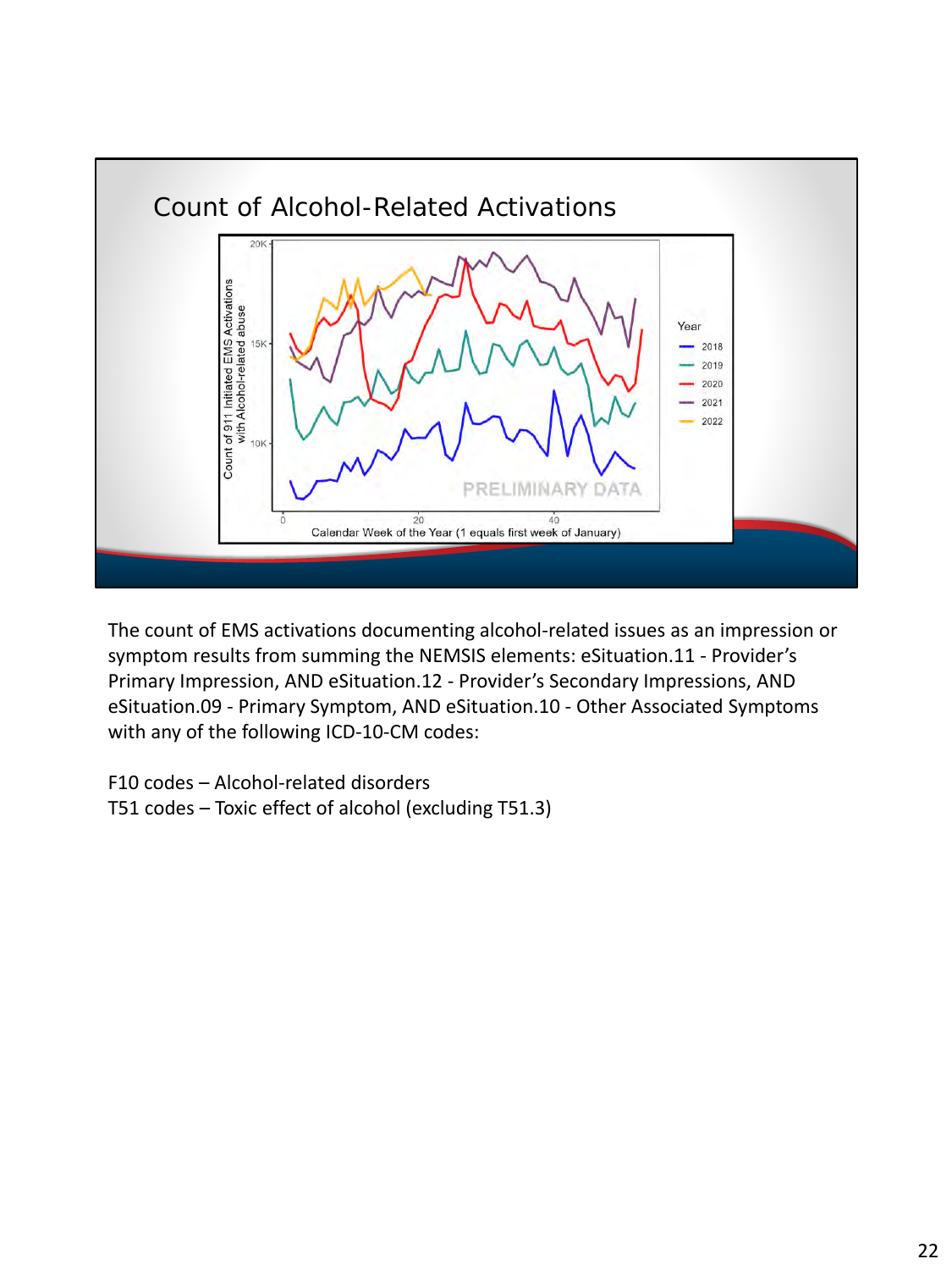# Count of Alcohol-Related Activations

The count of EMS activations documenting alcohol-related issues as an impression or symptom results from summing the NEMSIS elements: eSituation.11 - Provider's Primary Impression, AND eSituation.12 - Provider's Secondary Impressions, AND eSituation.09 - Primary Symptom, AND eSituation.10 - Other Associated Symptoms with any of the following ICD-10-CM codes:

F10 codes – Alcohol-related disorders
T51 codes – Toxic effect of alcohol (excluding T51.3)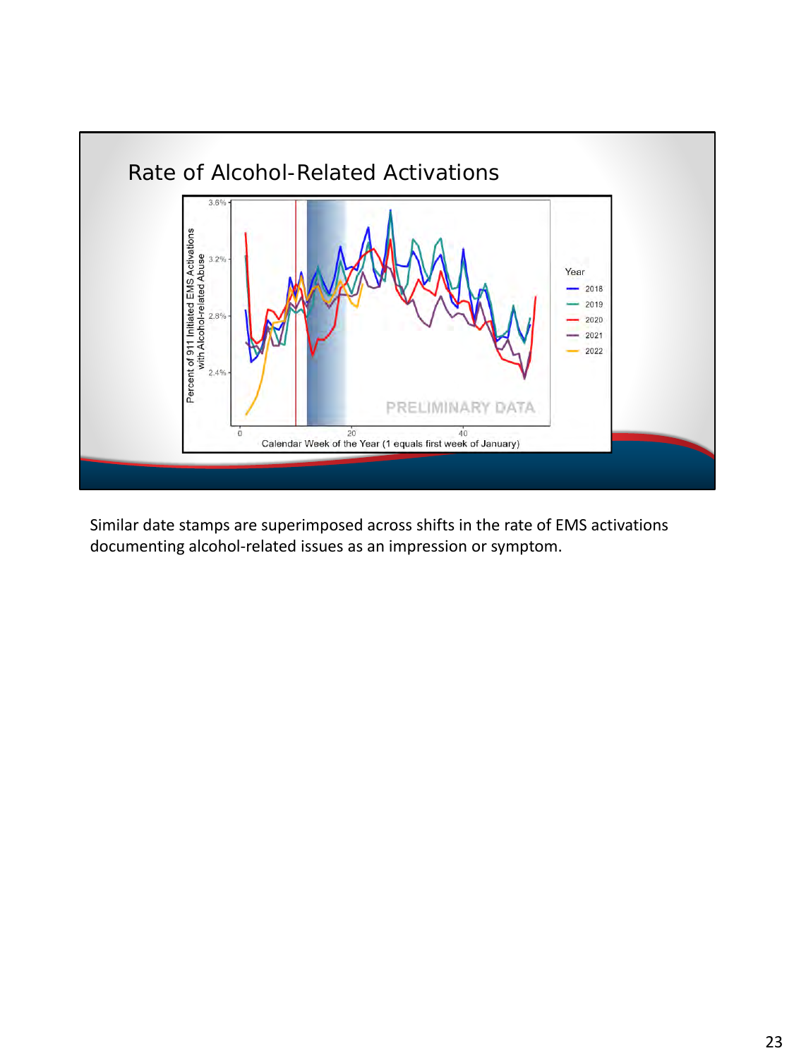## Rate of Alcohol-Related Activations

Similar date stamps are superimposed across shifts in the rate of EMS activations documenting alcohol-related issues as an impression or symptom.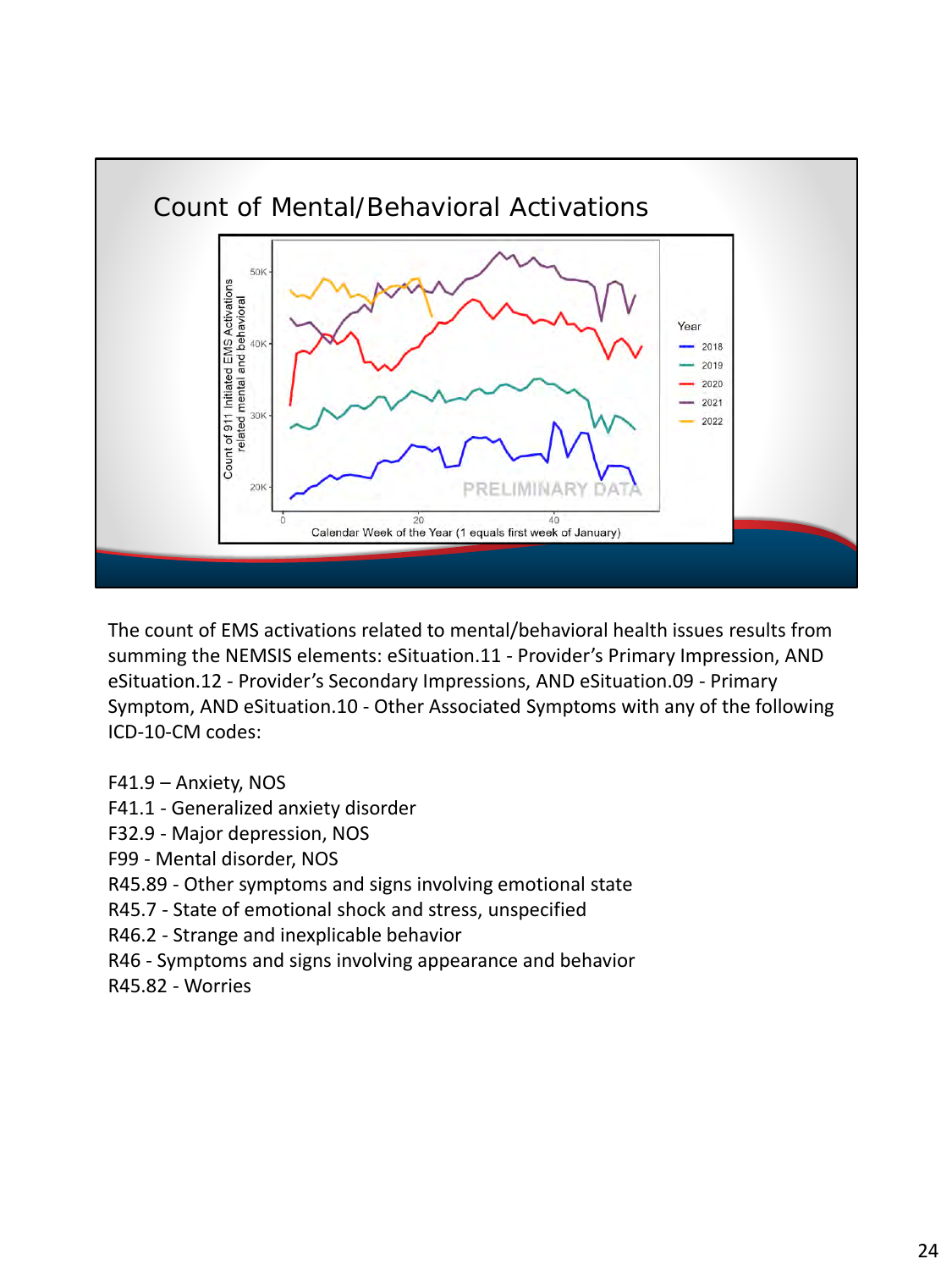## Count of Mental/Behavioral Activations

The count of EMS activations related to mental/behavioral health issues results from summing the NEMSIS elements: eSituation.11 - Provider's Primary Impression, AND eSituation.12 - Provider's Secondary Impressions, AND eSituation.09 - Primary Symptom, AND eSituation.10 - Other Associated Symptoms with any of the following ICD-10-CM codes:

F41.9 – Anxiety, NOS
F41.1 - Generalized anxiety disorder
F32.9 - Major depression, NOS
F99 - Mental disorder, NOS
R45.89 - Other symptoms and signs involving emotional state
R45.7 - State of emotional shock and stress, unspecified
R46.2 - Strange and inexplicable behavior
R46 - Symptoms and signs involving appearance and behavior
R45.82 - Worries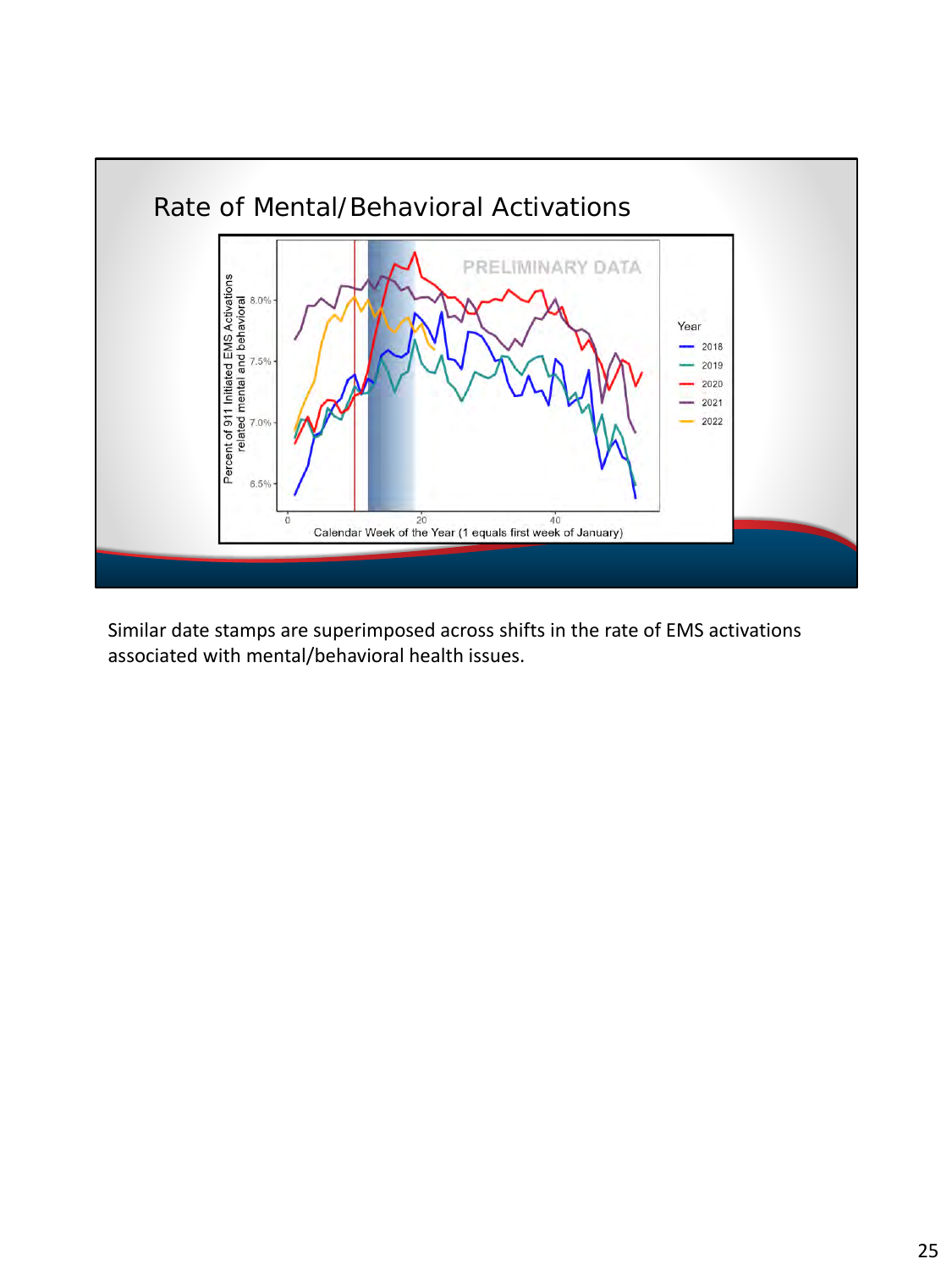# Rate of Mental/Behavioral Activations

Similar date stamps are superimposed across shifts in the rate of EMS activations associated with mental/behavioral health issues.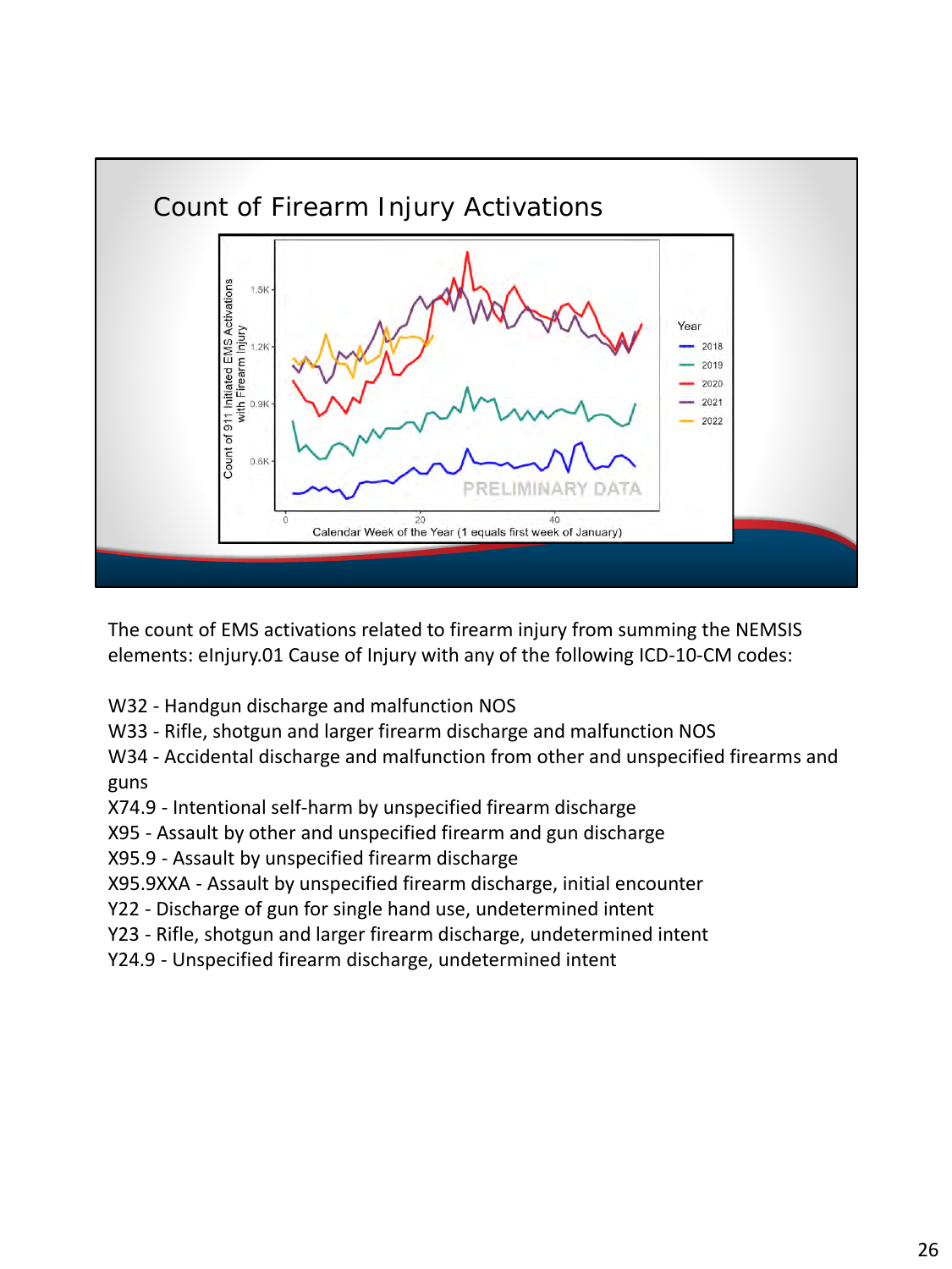## Count of Firearm Injury Activations

The count of EMS activations related to firearm injury from summing the NEMSIS elements: eInjury.01 Cause of Injury with any of the following ICD-10-CM codes:

W32 - Handgun discharge and malfunction NOS
W33 - Rifle, shotgun and larger firearm discharge and malfunction NOS
W34 - Accidental discharge and malfunction from other and unspecified firearms and guns
X74.9 - Intentional self-harm by unspecified firearm discharge
X95 - Assault by other and unspecified firearm and gun discharge
X95.9 - Assault by unspecified firearm discharge
X95.9XXA - Assault by unspecified firearm discharge, initial encounter
Y22 - Discharge of gun for single hand use, undetermined intent
Y23 - Rifle, shotgun and larger firearm discharge, undetermined intent
Y24.9 - Unspecified firearm discharge, undetermined intent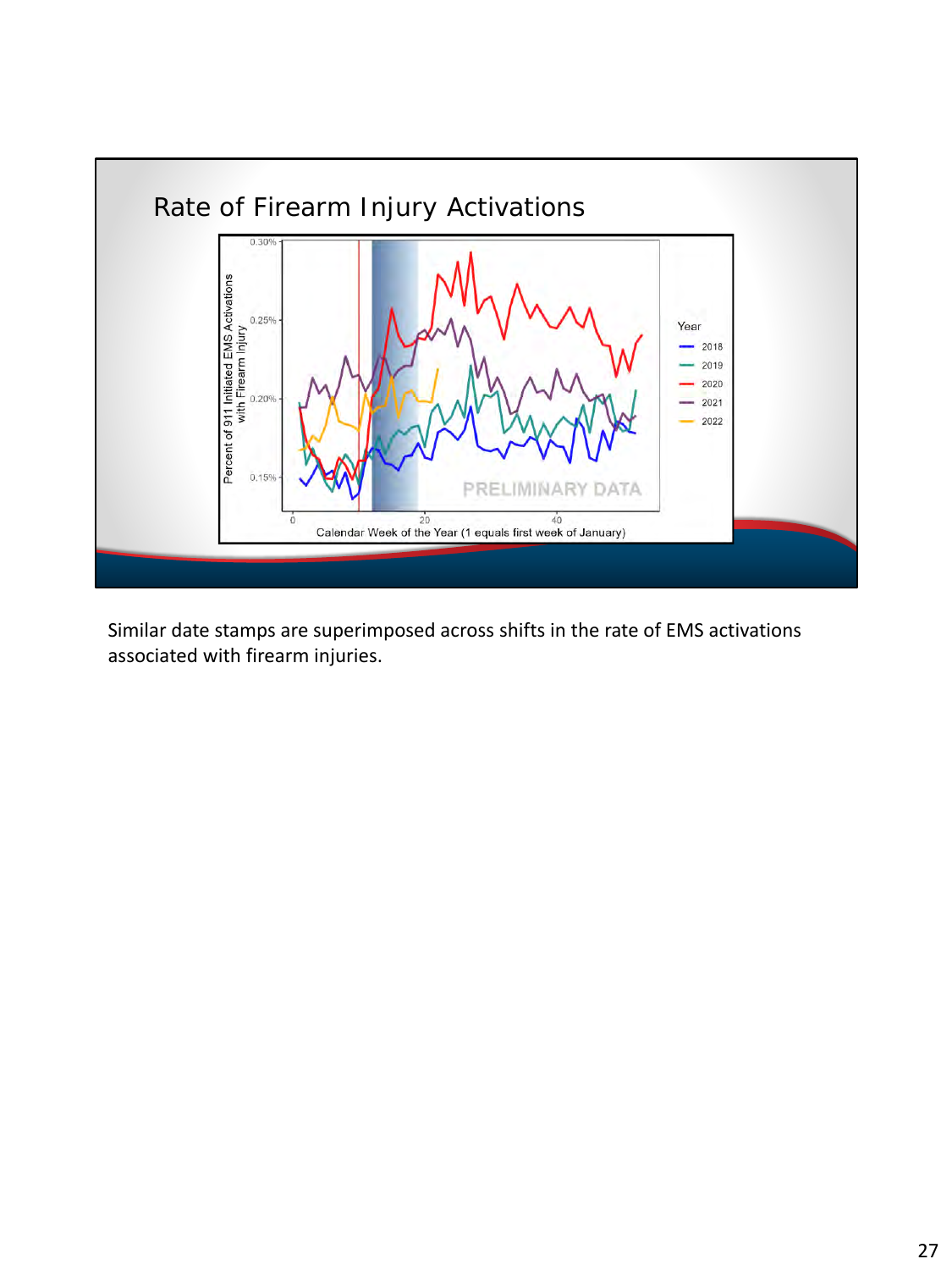## Rate of Firearm Injury Activations

Percent of 911 Initiated EMS Activations with Firearm Injury

0.30%
0.25%
0.20%
0.15%

0 20 40

Calendar Week of the Year (1 equals first week of January)

Year
- 2018
- 2019
- 2020
- 2021
- 2022

PRELIMINARY DATA

Similar date stamps are superimposed across shifts in the rate of EMS activations associated with firearm injuries.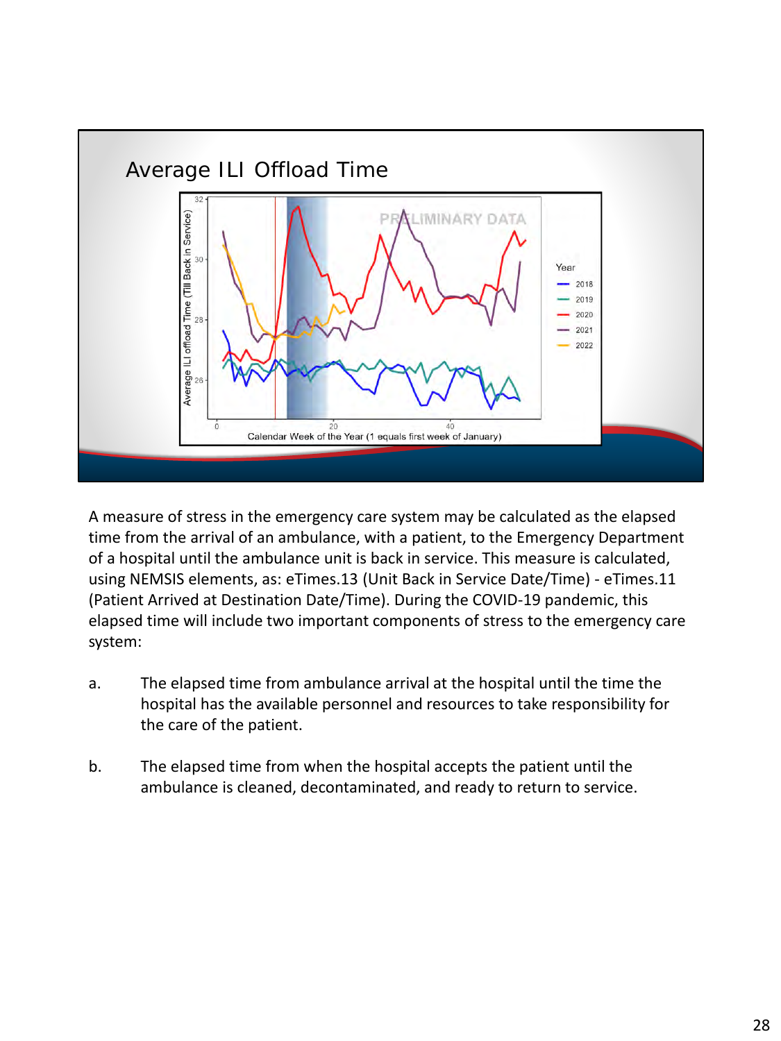## Average ILI Offload Time

A measure of stress in the emergency care system may be calculated as the elapsed time from the arrival of an ambulance, with a patient, to the Emergency Department of a hospital until the ambulance unit is back in service. This measure is calculated, using NEMSIS elements, as: eTimes.13 (Unit Back in Service Date/Time) - eTimes.11 (Patient Arrived at Destination Date/Time). During the COVID-19 pandemic, this elapsed time will include two important components of stress to the emergency care system:

a. The elapsed time from ambulance arrival at the hospital until the time the hospital has the available personnel and resources to take responsibility for the care of the patient.

b. The elapsed time from when the hospital accepts the patient until the ambulance is cleaned, decontaminated, and ready to return to service.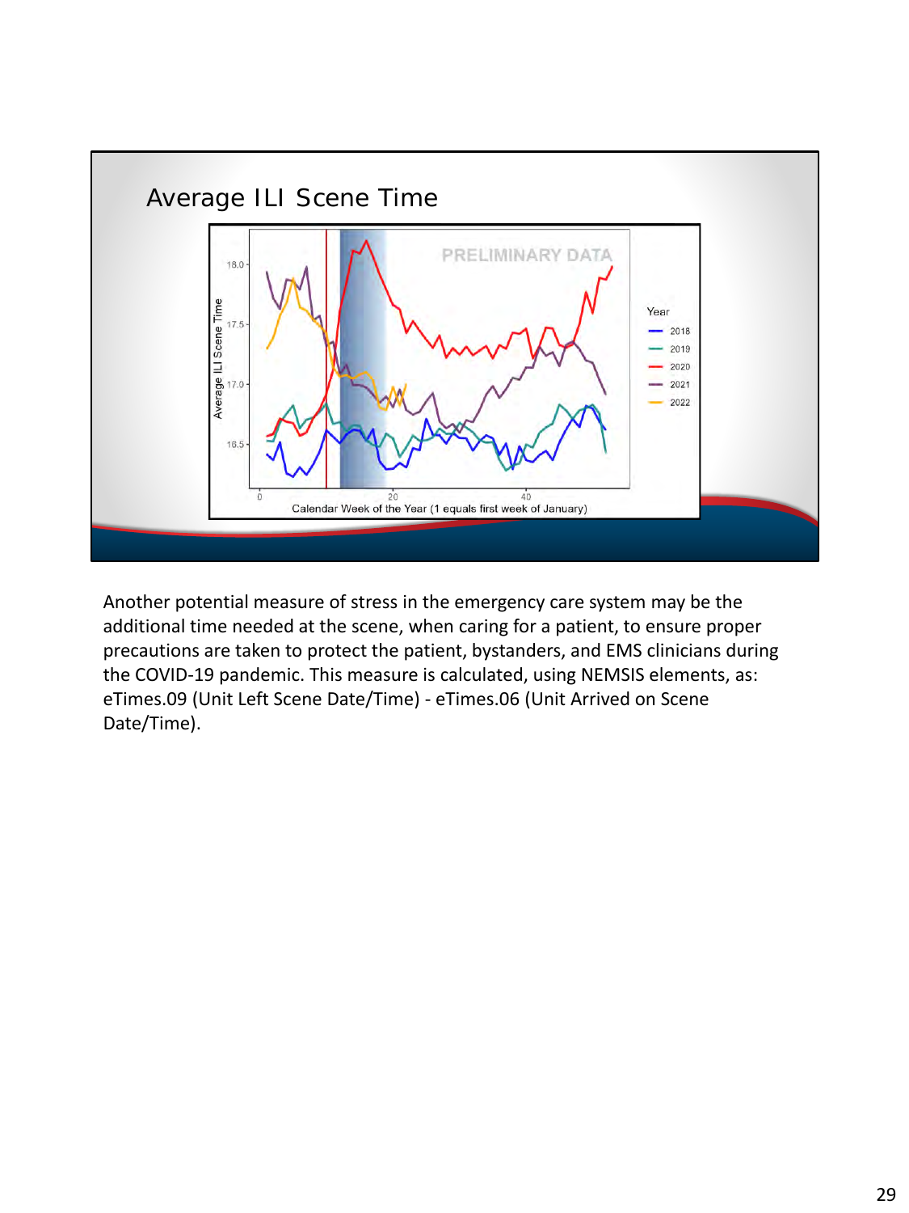## Average ILI Scene Time

Another potential measure of stress in the emergency care system may be the additional time needed at the scene, when caring for a patient, to ensure proper precautions are taken to protect the patient, bystanders, and EMS clinicians during the COVID-19 pandemic. This measure is calculated, using NEMSIS elements, as: eTimes.09 (Unit Left Scene Date/Time) - eTimes.06 (Unit Arrived on Scene Date/Time).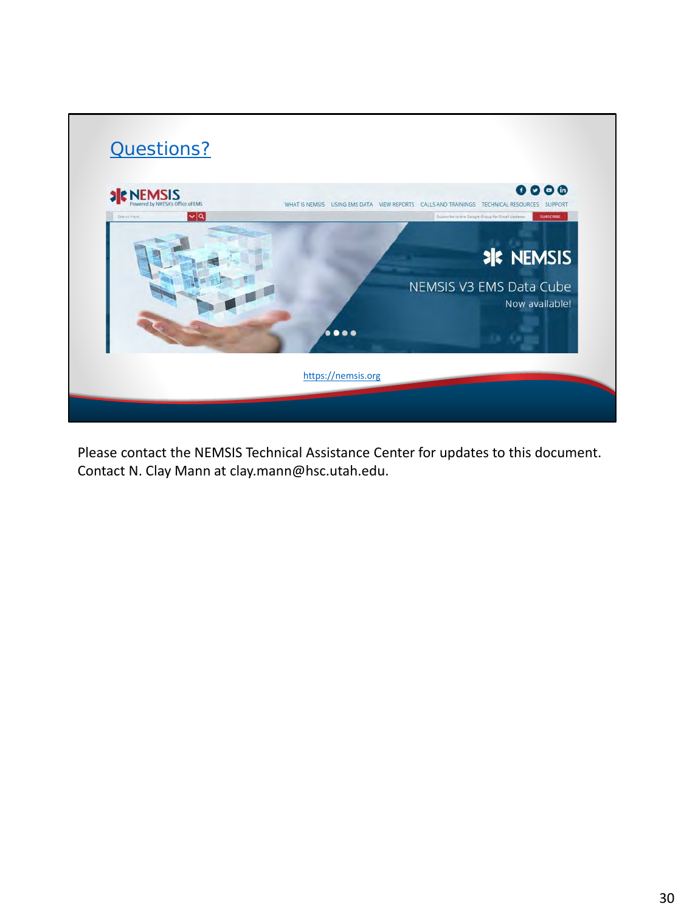## Questions?

https://nemsis.org

Please contact the NEMSIS Technical Assistance Center for updates to this document. Contact N. Clay Mann at clay.mann@hsc.utah.edu.